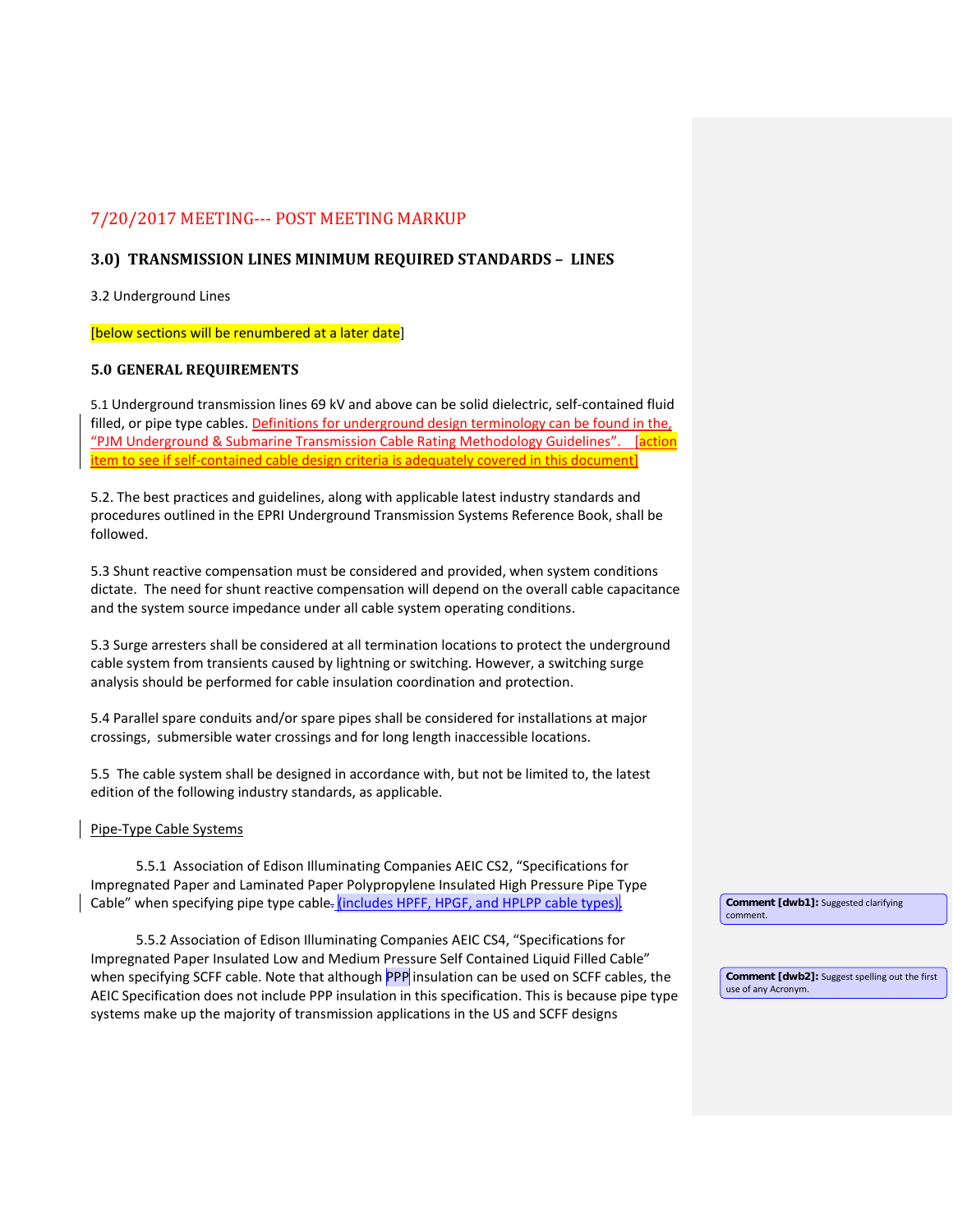7/20/2017 MEETING--- POST MEETING MARKUP

## 3.0) TRANSMISSION LINES MINIMUM REQUIRED STANDARDS – LINES

3.2 Underground Lines

[below sections will be renumbered at a later date]

### 5.0 GENERAL REQUIREMENTS

5.1 Underground transmission lines 69 kV and above can be solid dielectric, self-contained fluid filled, or pipe type cables. Definitions for underground design terminology can be found in the, “PJM Underground & Submarine Transmission Cable Rating Methodology Guidelines”. [action item to see if self-contained cable design criteria is adequately covered in this document]

5.2. The best practices and guidelines, along with applicable latest industry standards and procedures outlined in the EPRI Underground Transmission Systems Reference Book, shall be followed.

5.3 Shunt reactive compensation must be considered and provided, when system conditions dictate. The need for shunt reactive compensation will depend on the overall cable capacitance and the system source impedance under all cable system operating conditions.

5.3 Surge arresters shall be considered at all termination locations to protect the underground cable system from transients caused by lightning or switching. However, a switching surge analysis should be performed for cable insulation coordination and protection.

5.4 Parallel spare conduits and/or spare pipes shall be considered for installations at major crossings, submersible water crossings and for long length inaccessible locations.

5.5 The cable system shall be designed in accordance with, but not be limited to, the latest edition of the following industry standards, as applicable.

Pipe-Type Cable Systems

5.5.1 Association of Edison Illuminating Companies AEIC CS2, “Specifications for Impregnated Paper and Laminated Paper Polypropylene Insulated High Pressure Pipe Type Cable” when specifying pipe type cable. (includes HPFF, HPGF, and HPLPP cable types).

5.5.2 Association of Edison Illuminating Companies AEIC CS4, “Specifications for Impregnated Paper Insulated Low and Medium Pressure Self Contained Liquid Filled Cable” when specifying SCFF cable. Note that although PPP insulation can be used on SCFF cables, the AEIC Specification does not include PPP insulation in this specification. This is because pipe type systems make up the majority of transmission applications in the US and SCFF designs

**Comment [dwb1]:** Suggested clarifying comment.

**Comment [dwb2]:** Suggest spelling out the first use of any Acronym.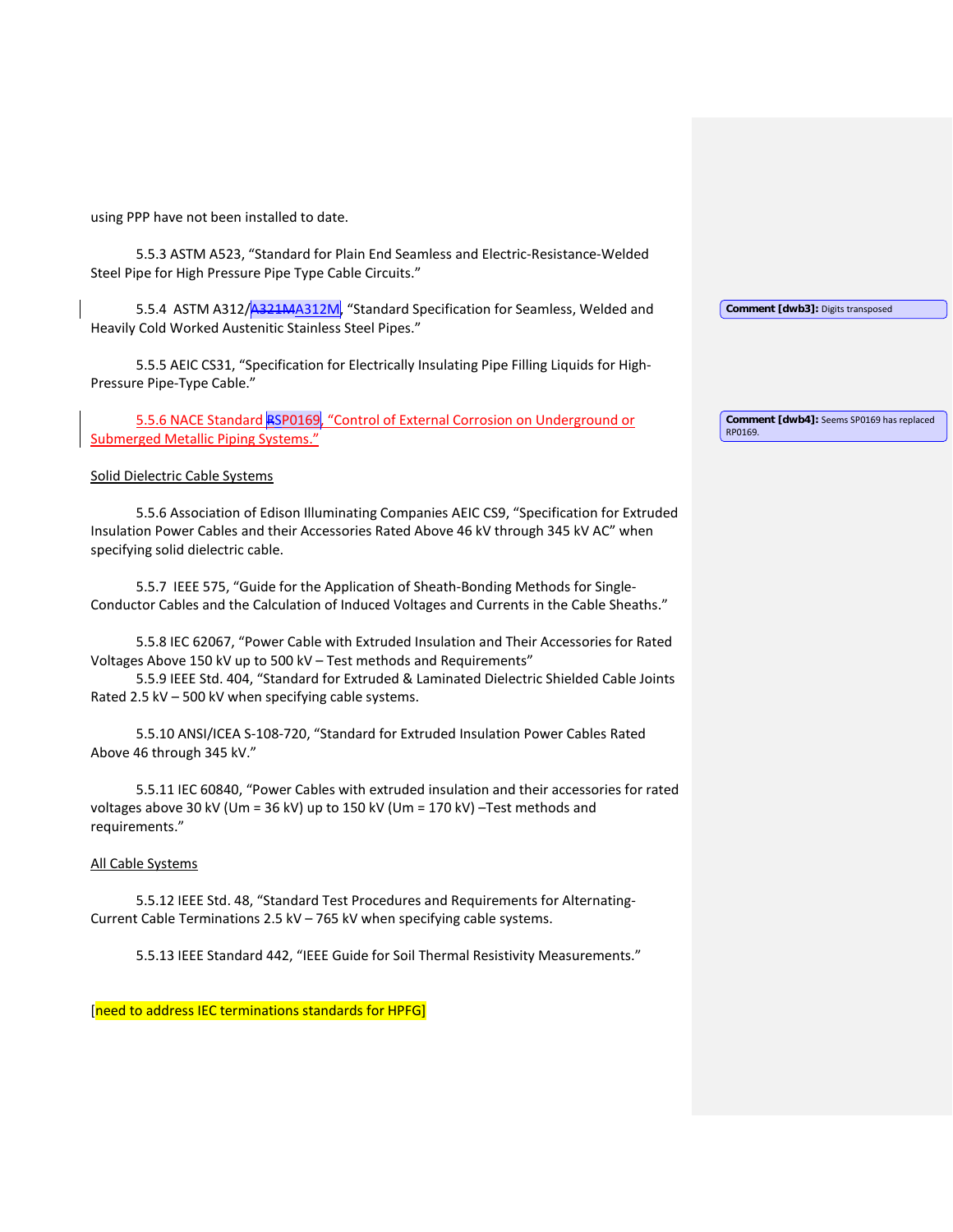using PPP have not been installed to date.

5.5.3 ASTM A523, “Standard for Plain End Seamless and Electric-Resistance-Welded Steel Pipe for High Pressure Pipe Type Cable Circuits.”

5.5.4 ASTM A312/~~A321M~~A312M, “Standard Specification for Seamless, Welded and Heavily Cold Worked Austenitic Stainless Steel Pipes.”

**Comment [dwb3]:** Digits transposed

5.5.5 AEIC CS31, “Specification for Electrically Insulating Pipe Filling Liquids for High-Pressure Pipe-Type Cable.”

5.5.6 NACE Standard ~~R~~SP0169, “Control of External Corrosion on Underground or Submerged Metallic Piping Systems.”

**Comment [dwb4]:** Seems SP0169 has replaced RP0169.

Solid Dielectric Cable Systems

5.5.6 Association of Edison Illuminating Companies AEIC CS9, “Specification for Extruded Insulation Power Cables and their Accessories Rated Above 46 kV through 345 kV AC” when specifying solid dielectric cable.

5.5.7 IEEE 575, “Guide for the Application of Sheath-Bonding Methods for Single-Conductor Cables and the Calculation of Induced Voltages and Currents in the Cable Sheaths.”

5.5.8 IEC 62067, “Power Cable with Extruded Insulation and Their Accessories for Rated Voltages Above 150 kV up to 500 kV – Test methods and Requirements”

5.5.9 IEEE Std. 404, “Standard for Extruded & Laminated Dielectric Shielded Cable Joints Rated 2.5 kV – 500 kV when specifying cable systems.

5.5.10 ANSI/ICEA S-108-720, “Standard for Extruded Insulation Power Cables Rated Above 46 through 345 kV.”

5.5.11 IEC 60840, “Power Cables with extruded insulation and their accessories for rated voltages above 30 kV (Um = 36 kV) up to 150 kV (Um = 170 kV) –Test methods and requirements.”

All Cable Systems

5.5.12 IEEE Std. 48, “Standard Test Procedures and Requirements for Alternating-Current Cable Terminations 2.5 kV – 765 kV when specifying cable systems.

5.5.13 IEEE Standard 442, “IEEE Guide for Soil Thermal Resistivity Measurements.”

[need to address IEC terminations standards for HPFG]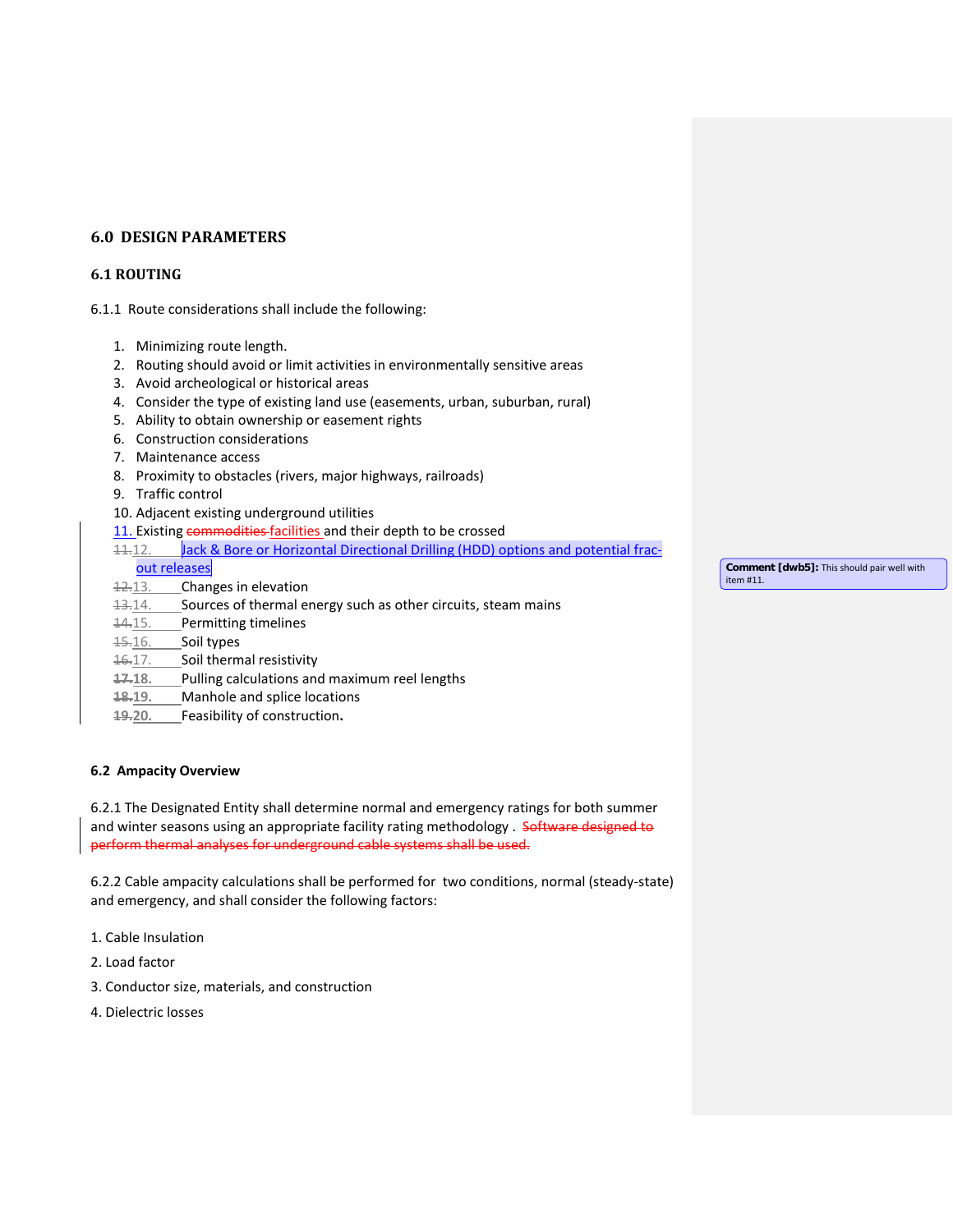## 6.0 DESIGN PARAMETERS

### 6.1 ROUTING

6.1.1 Route considerations shall include the following:

1. Minimizing route length.
2. Routing should avoid or limit activities in environmentally sensitive areas
3. Avoid archeological or historical areas
4. Consider the type of existing land use (easements, urban, suburban, rural)
5. Ability to obtain ownership or easement rights
6. Construction considerations
7. Maintenance access
8. Proximity to obstacles (rivers, major highways, railroads)
9. Traffic control
10. Adjacent existing underground utilities
11. Existing ~~commodities~~ facilities and their depth to be crossed
12. Jack & Bore or Horizontal Directional Drilling (HDD) options and potential frac-out releases
13. Changes in elevation
14. Sources of thermal energy such as other circuits, steam mains
15. Permitting timelines
16. Soil types
17. Soil thermal resistivity
18. Pulling calculations and maximum reel lengths
19. Manhole and splice locations
20. Feasibility of construction.

> **Comment [dwb5]:** This should pair well with item #11.

### 6.2 Ampacity Overview

6.2.1 The Designated Entity shall determine normal and emergency ratings for both summer and winter seasons using an appropriate facility rating methodology . ~~Software designed to perform thermal analyses for underground cable systems shall be used.~~

6.2.2 Cable ampacity calculations shall be performed for two conditions, normal (steady-state) and emergency, and shall consider the following factors:

1. Cable Insulation
2. Load factor
3. Conductor size, materials, and construction
4. Dielectric losses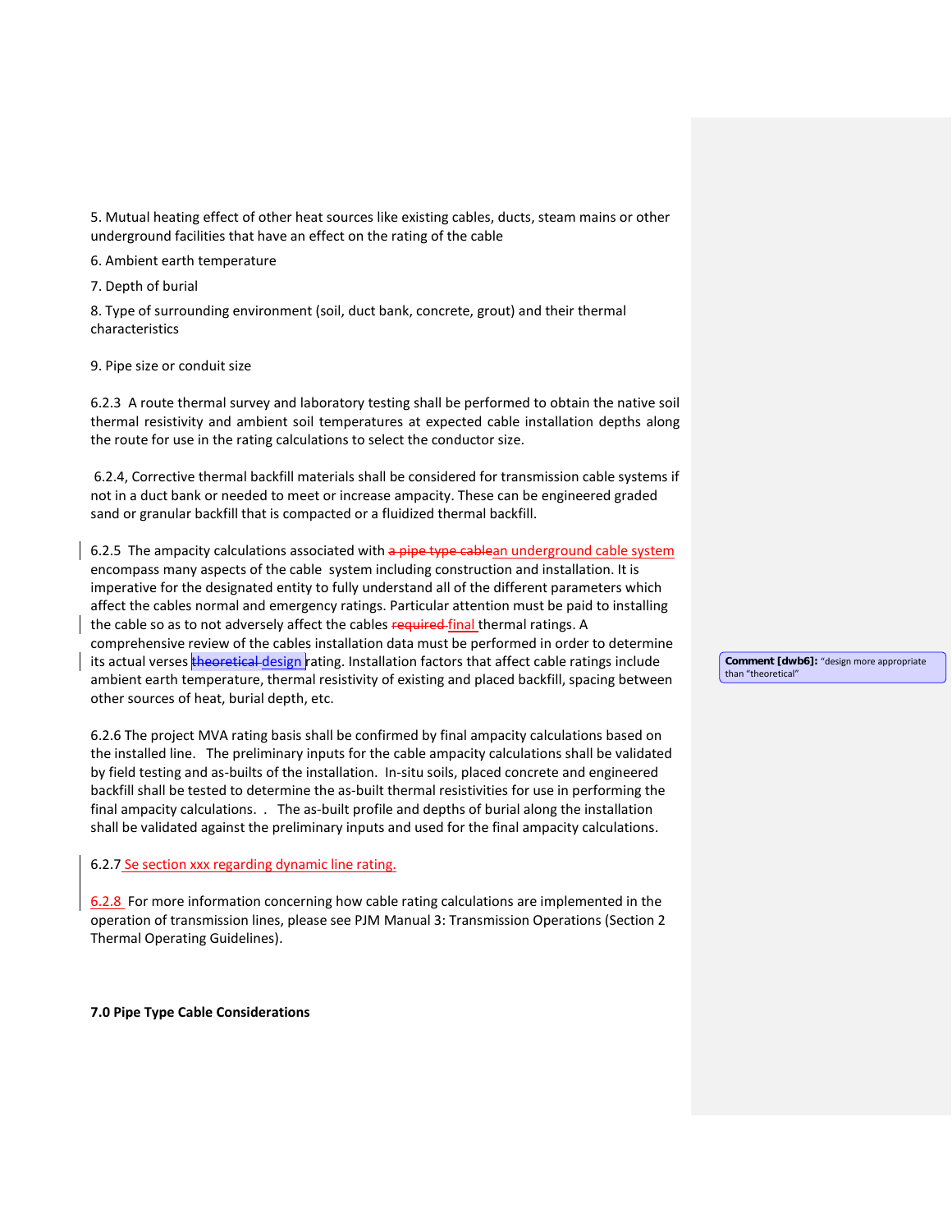5. Mutual heating effect of other heat sources like existing cables, ducts, steam mains or other underground facilities that have an effect on the rating of the cable

6. Ambient earth temperature

7. Depth of burial

8. Type of surrounding environment (soil, duct bank, concrete, grout) and their thermal characteristics

9. Pipe size or conduit size

6.2.3 A route thermal survey and laboratory testing shall be performed to obtain the native soil thermal resistivity and ambient soil temperatures at expected cable installation depths along the route for use in the rating calculations to select the conductor size.

6.2.4, Corrective thermal backfill materials shall be considered for transmission cable systems if not in a duct bank or needed to meet or increase ampacity. These can be engineered graded sand or granular backfill that is compacted or a fluidized thermal backfill.

6.2.5 The ampacity calculations associated with ~~a pipe type cable~~an underground cable system encompass many aspects of the cable system including construction and installation. It is imperative for the designated entity to fully understand all of the different parameters which affect the cables normal and emergency ratings. Particular attention must be paid to installing the cable so as to not adversely affect the cables ~~required~~ final thermal ratings. A comprehensive review of the cables installation data must be performed in order to determine its actual verses ~~theoretical~~ design rating. Installation factors that affect cable ratings include ambient earth temperature, thermal resistivity of existing and placed backfill, spacing between other sources of heat, burial depth, etc.

Comment [dwb6]: "design more appropriate than "theoretical"

6.2.6 The project MVA rating basis shall be confirmed by final ampacity calculations based on the installed line. The preliminary inputs for the cable ampacity calculations shall be validated by field testing and as-builts of the installation. In-situ soils, placed concrete and engineered backfill shall be tested to determine the as-built thermal resistivities for use in performing the final ampacity calculations. . The as-built profile and depths of burial along the installation shall be validated against the preliminary inputs and used for the final ampacity calculations.

6.2.7 Se section xxx regarding dynamic line rating.

6.2.8 For more information concerning how cable rating calculations are implemented in the operation of transmission lines, please see PJM Manual 3: Transmission Operations (Section 2 Thermal Operating Guidelines).

**7.0 Pipe Type Cable Considerations**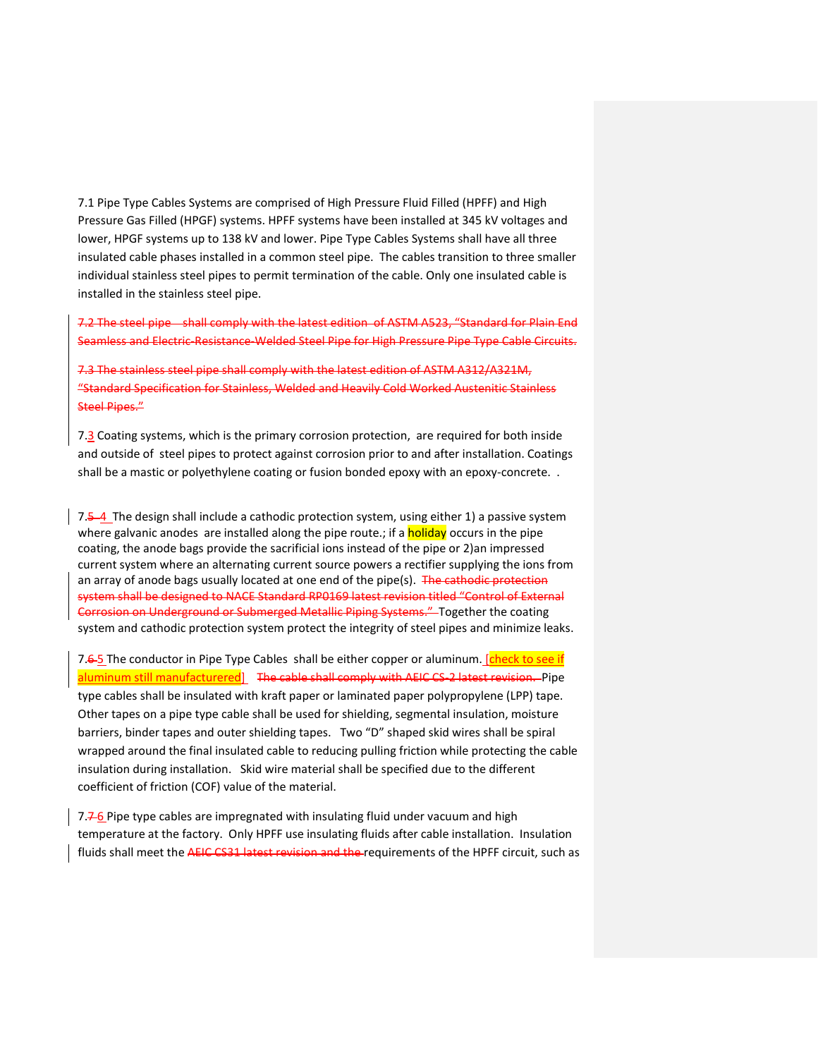7.1 Pipe Type Cables Systems are comprised of High Pressure Fluid Filled (HPFF) and High Pressure Gas Filled (HPGF) systems. HPFF systems have been installed at 345 kV voltages and lower, HPGF systems up to 138 kV and lower. Pipe Type Cables Systems shall have all three insulated cable phases installed in a common steel pipe. The cables transition to three smaller individual stainless steel pipes to permit termination of the cable. Only one insulated cable is installed in the stainless steel pipe.

~~7.2 The steel pipe shall comply with the latest edition of ASTM A523, "Standard for Plain End Seamless and Electric-Resistance-Welded Steel Pipe for High Pressure Pipe Type Cable Circuits.~~

~~7.3 The stainless steel pipe shall comply with the latest edition of ASTM A312/A321M, "Standard Specification for Stainless, Welded and Heavily Cold Worked Austenitic Stainless Steel Pipes."~~

7.3 Coating systems, which is the primary corrosion protection, are required for both inside and outside of steel pipes to protect against corrosion prior to and after installation. Coatings shall be a mastic or polyethylene coating or fusion bonded epoxy with an epoxy-concrete. .

7.~~5~~ 4 The design shall include a cathodic protection system, using either 1) a passive system where galvanic anodes are installed along the pipe route.; if a holiday occurs in the pipe coating, the anode bags provide the sacrificial ions instead of the pipe or 2)an impressed current system where an alternating current source powers a rectifier supplying the ions from an array of anode bags usually located at one end of the pipe(s). ~~The cathodic protection system shall be designed to NACE Standard RP0169 latest revision titled "Control of External Corrosion on Underground or Submerged Metallic Piping Systems."~~ Together the coating system and cathodic protection system protect the integrity of steel pipes and minimize leaks.

7.~~6~~ 5 The conductor in Pipe Type Cables shall be either copper or aluminum. [check to see if aluminum still manufacturered] ~~The cable shall comply with AEIC CS-2 latest revision.~~ Pipe type cables shall be insulated with kraft paper or laminated paper polypropylene (LPP) tape. Other tapes on a pipe type cable shall be used for shielding, segmental insulation, moisture barriers, binder tapes and outer shielding tapes. Two "D" shaped skid wires shall be spiral wrapped around the final insulated cable to reducing pulling friction while protecting the cable insulation during installation. Skid wire material shall be specified due to the different coefficient of friction (COF) value of the material.

7.~~7~~ 6 Pipe type cables are impregnated with insulating fluid under vacuum and high temperature at the factory. Only HPFF use insulating fluids after cable installation. Insulation fluids shall meet the ~~AEIC CS31 latest revision and the~~ requirements of the HPFF circuit, such as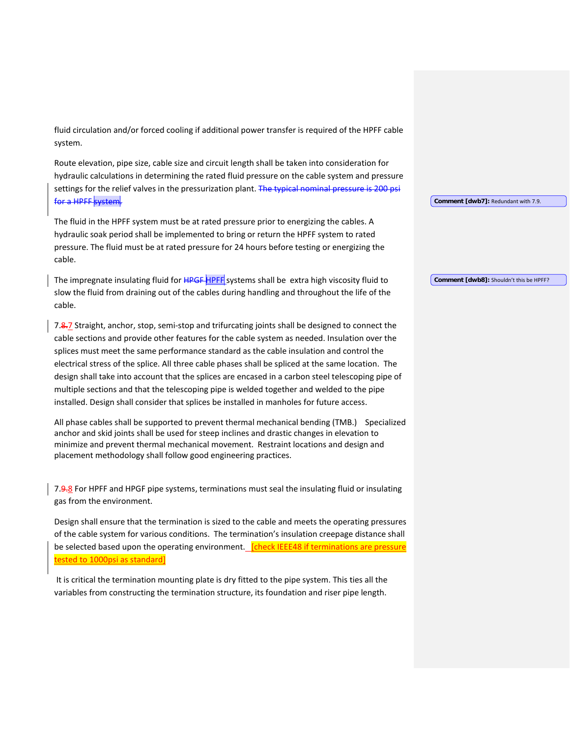fluid circulation and/or forced cooling if additional power transfer is required of the HPFF cable system.

Route elevation, pipe size, cable size and circuit length shall be taken into consideration for hydraulic calculations in determining the rated fluid pressure on the cable system and pressure settings for the relief valves in the pressurization plant. ~~The typical nominal pressure is 200 psi for a HPFF system.~~

The fluid in the HPFF system must be at rated pressure prior to energizing the cables. A hydraulic soak period shall be implemented to bring or return the HPFF system to rated pressure. The fluid must be at rated pressure for 24 hours before testing or energizing the cable.

The impregnate insulating fluid for ~~HPGF~~ HPFF systems shall be extra high viscosity fluid to slow the fluid from draining out of the cables during handling and throughout the life of the cable.

7.~~8~~7 Straight, anchor, stop, semi-stop and trifurcating joints shall be designed to connect the cable sections and provide other features for the cable system as needed. Insulation over the splices must meet the same performance standard as the cable insulation and control the electrical stress of the splice. All three cable phases shall be spliced at the same location. The design shall take into account that the splices are encased in a carbon steel telescoping pipe of multiple sections and that the telescoping pipe is welded together and welded to the pipe installed. Design shall consider that splices be installed in manholes for future access.

All phase cables shall be supported to prevent thermal mechanical bending (TMB.) Specialized anchor and skid joints shall be used for steep inclines and drastic changes in elevation to minimize and prevent thermal mechanical movement. Restraint locations and design and placement methodology shall follow good engineering practices.

7.~~9~~8 For HPFF and HPGF pipe systems, terminations must seal the insulating fluid or insulating gas from the environment.

Design shall ensure that the termination is sized to the cable and meets the operating pressures of the cable system for various conditions. The termination's insulation creepage distance shall be selected based upon the operating environment. [check IEEE48 if terminations are pressure tested to 1000psi as standard]

It is critical the termination mounting plate is dry fitted to the pipe system. This ties all the variables from constructing the termination structure, its foundation and riser pipe length.

**Comment [dwb7]:** Redundant with 7.9.

**Comment [dwb8]:** Shouldn't this be HPFF?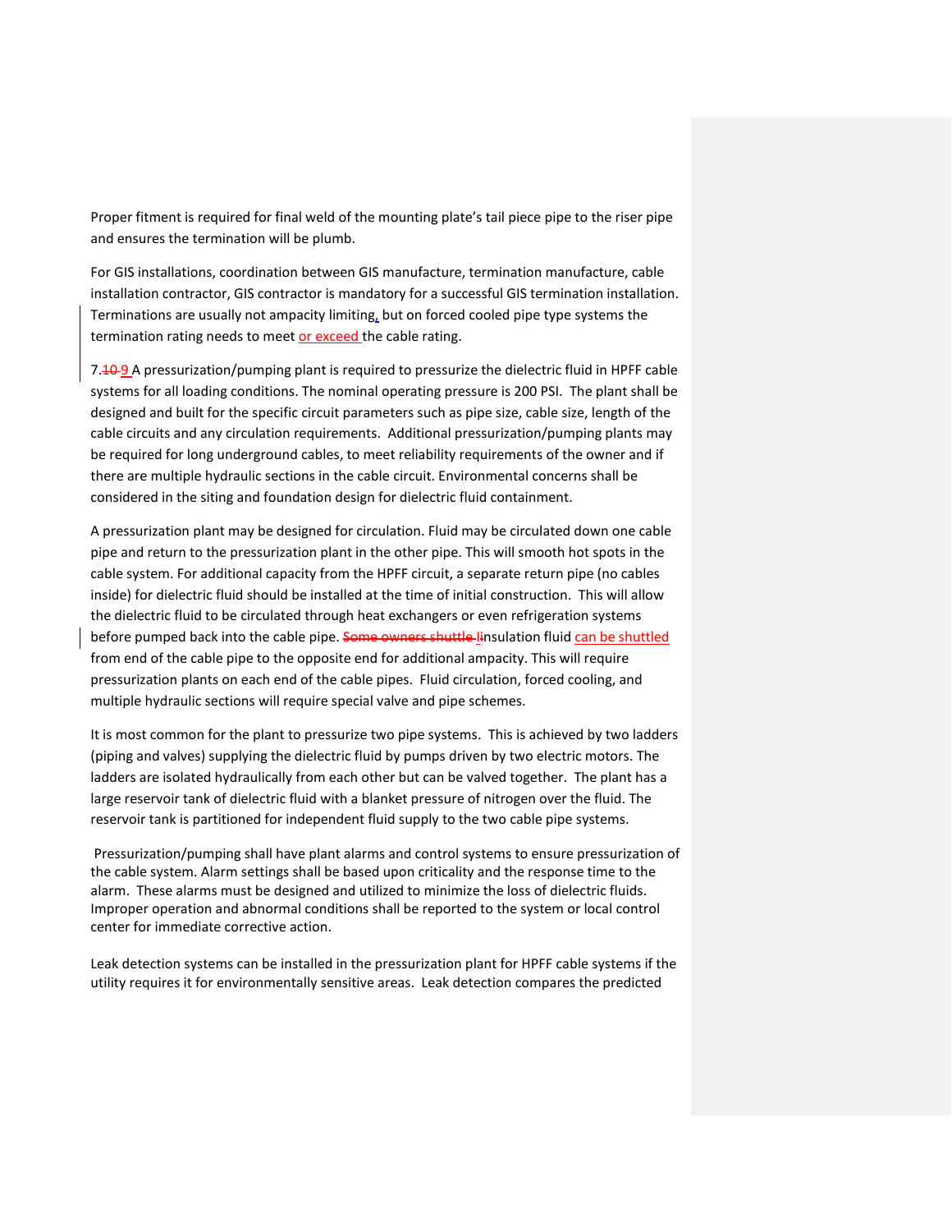Proper fitment is required for final weld of the mounting plate's tail piece pipe to the riser pipe and ensures the termination will be plumb.

For GIS installations, coordination between GIS manufacture, termination manufacture, cable installation contractor, GIS contractor is mandatory for a successful GIS termination installation. Terminations are usually not ampacity limiting, but on forced cooled pipe type systems the termination rating needs to meet or exceed the cable rating.

7.~~10~~ 9 A pressurization/pumping plant is required to pressurize the dielectric fluid in HPFF cable systems for all loading conditions. The nominal operating pressure is 200 PSI. The plant shall be designed and built for the specific circuit parameters such as pipe size, cable size, length of the cable circuits and any circulation requirements. Additional pressurization/pumping plants may be required for long underground cables, to meet reliability requirements of the owner and if there are multiple hydraulic sections in the cable circuit. Environmental concerns shall be considered in the siting and foundation design for dielectric fluid containment.

A pressurization plant may be designed for circulation. Fluid may be circulated down one cable pipe and return to the pressurization plant in the other pipe. This will smooth hot spots in the cable system. For additional capacity from the HPFF circuit, a separate return pipe (no cables inside) for dielectric fluid should be installed at the time of initial construction. This will allow the dielectric fluid to be circulated through heat exchangers or even refrigeration systems before pumped back into the cable pipe. ~~Some owners shuttle i~~Insulation fluid can be shuttled from end of the cable pipe to the opposite end for additional ampacity. This will require pressurization plants on each end of the cable pipes. Fluid circulation, forced cooling, and multiple hydraulic sections will require special valve and pipe schemes.

It is most common for the plant to pressurize two pipe systems. This is achieved by two ladders (piping and valves) supplying the dielectric fluid by pumps driven by two electric motors. The ladders are isolated hydraulically from each other but can be valved together. The plant has a large reservoir tank of dielectric fluid with a blanket pressure of nitrogen over the fluid. The reservoir tank is partitioned for independent fluid supply to the two cable pipe systems.

Pressurization/pumping shall have plant alarms and control systems to ensure pressurization of the cable system. Alarm settings shall be based upon criticality and the response time to the alarm. These alarms must be designed and utilized to minimize the loss of dielectric fluids. Improper operation and abnormal conditions shall be reported to the system or local control center for immediate corrective action.

Leak detection systems can be installed in the pressurization plant for HPFF cable systems if the utility requires it for environmentally sensitive areas. Leak detection compares the predicted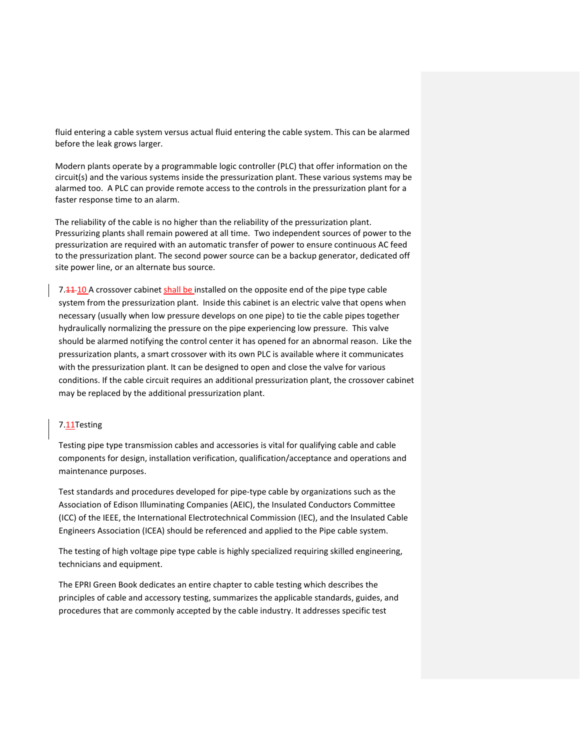fluid entering a cable system versus actual fluid entering the cable system. This can be alarmed before the leak grows larger.

Modern plants operate by a programmable logic controller (PLC) that offer information on the circuit(s) and the various systems inside the pressurization plant. These various systems may be alarmed too. A PLC can provide remote access to the controls in the pressurization plant for a faster response time to an alarm.

The reliability of the cable is no higher than the reliability of the pressurization plant. Pressurizing plants shall remain powered at all time. Two independent sources of power to the pressurization are required with an automatic transfer of power to ensure continuous AC feed to the pressurization plant. The second power source can be a backup generator, dedicated off site power line, or an alternate bus source.

7.~~11~~ 10 A crossover cabinet shall be installed on the opposite end of the pipe type cable system from the pressurization plant. Inside this cabinet is an electric valve that opens when necessary (usually when low pressure develops on one pipe) to tie the cable pipes together hydraulically normalizing the pressure on the pipe experiencing low pressure. This valve should be alarmed notifying the control center it has opened for an abnormal reason. Like the pressurization plants, a smart crossover with its own PLC is available where it communicates with the pressurization plant. It can be designed to open and close the valve for various conditions. If the cable circuit requires an additional pressurization plant, the crossover cabinet may be replaced by the additional pressurization plant.

7.11Testing

Testing pipe type transmission cables and accessories is vital for qualifying cable and cable components for design, installation verification, qualification/acceptance and operations and maintenance purposes.

Test standards and procedures developed for pipe-type cable by organizations such as the Association of Edison Illuminating Companies (AEIC), the Insulated Conductors Committee (ICC) of the IEEE, the International Electrotechnical Commission (IEC), and the Insulated Cable Engineers Association (ICEA) should be referenced and applied to the Pipe cable system.

The testing of high voltage pipe type cable is highly specialized requiring skilled engineering, technicians and equipment.

The EPRI Green Book dedicates an entire chapter to cable testing which describes the principles of cable and accessory testing, summarizes the applicable standards, guides, and procedures that are commonly accepted by the cable industry. It addresses specific test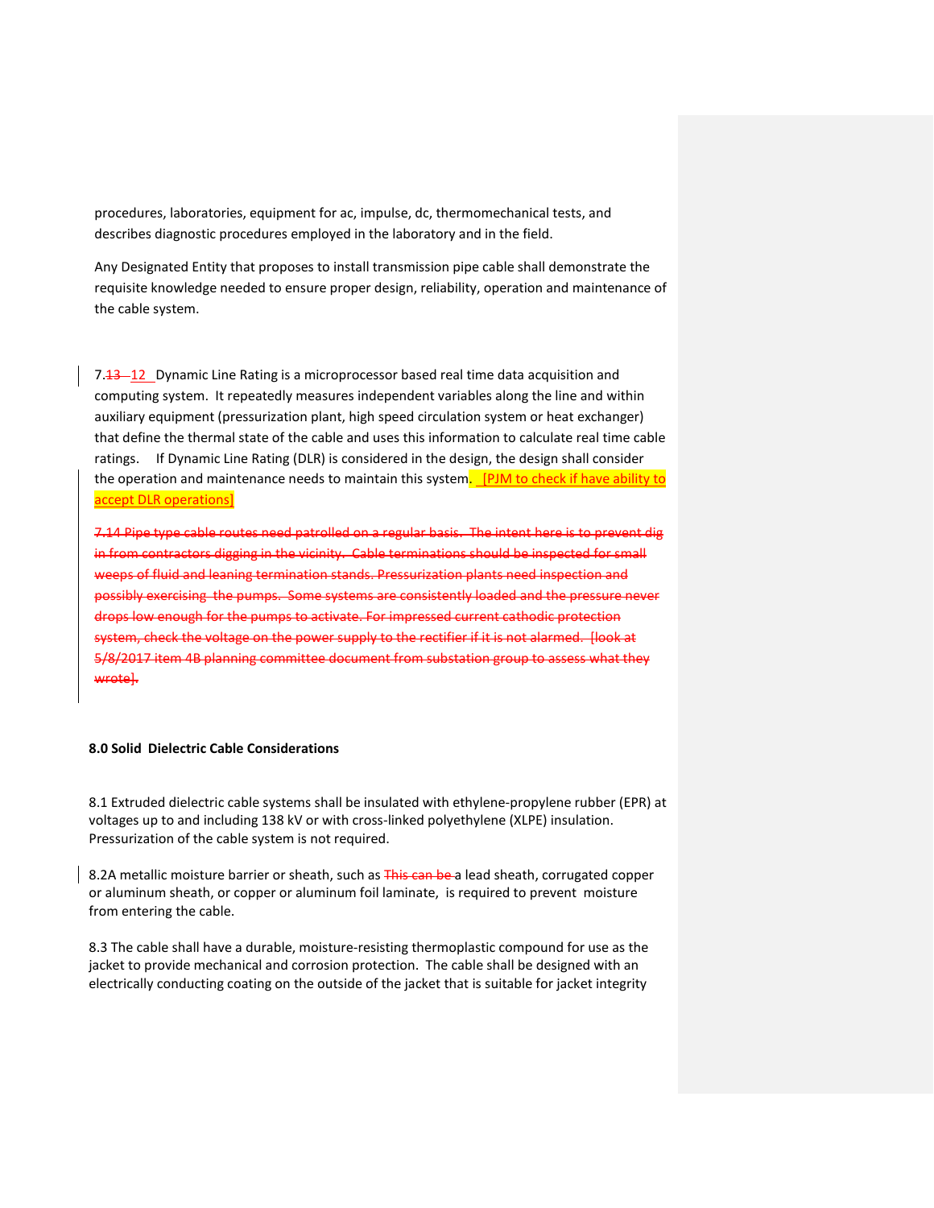procedures, laboratories, equipment for ac, impulse, dc, thermomechanical tests, and describes diagnostic procedures employed in the laboratory and in the field.

Any Designated Entity that proposes to install transmission pipe cable shall demonstrate the requisite knowledge needed to ensure proper design, reliability, operation and maintenance of the cable system.

7.~~13~~ 12 Dynamic Line Rating is a microprocessor based real time data acquisition and computing system. It repeatedly measures independent variables along the line and within auxiliary equipment (pressurization plant, high speed circulation system or heat exchanger) that define the thermal state of the cable and uses this information to calculate real time cable ratings. If Dynamic Line Rating (DLR) is considered in the design, the design shall consider the operation and maintenance needs to maintain this system. [PJM to check if have ability to accept DLR operations]

~~7.14 Pipe type cable routes need patrolled on a regular basis. The intent here is to prevent dig in from contractors digging in the vicinity. Cable terminations should be inspected for small weeps of fluid and leaning termination stands. Pressurization plants need inspection and possibly exercising the pumps. Some systems are consistently loaded and the pressure never drops low enough for the pumps to activate. For impressed current cathodic protection system, check the voltage on the power supply to the rectifier if it is not alarmed. [look at 5/8/2017 item 4B planning committee document from substation group to assess what they wrote].~~

**8.0 Solid Dielectric Cable Considerations**

8.1 Extruded dielectric cable systems shall be insulated with ethylene-propylene rubber (EPR) at voltages up to and including 138 kV or with cross-linked polyethylene (XLPE) insulation. Pressurization of the cable system is not required.

8.2A metallic moisture barrier or sheath, such as ~~This can be~~ a lead sheath, corrugated copper or aluminum sheath, or copper or aluminum foil laminate, is required to prevent moisture from entering the cable.

8.3 The cable shall have a durable, moisture-resisting thermoplastic compound for use as the jacket to provide mechanical and corrosion protection. The cable shall be designed with an electrically conducting coating on the outside of the jacket that is suitable for jacket integrity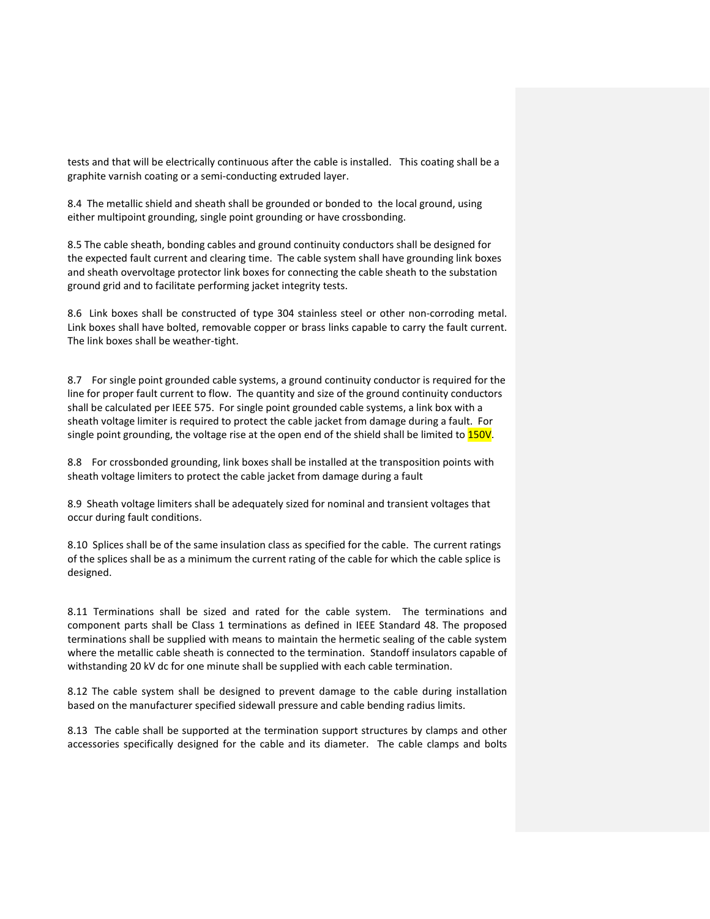tests and that will be electrically continuous after the cable is installed. This coating shall be a graphite varnish coating or a semi-conducting extruded layer.

8.4 The metallic shield and sheath shall be grounded or bonded to the local ground, using either multipoint grounding, single point grounding or have crossbonding.

8.5 The cable sheath, bonding cables and ground continuity conductors shall be designed for the expected fault current and clearing time. The cable system shall have grounding link boxes and sheath overvoltage protector link boxes for connecting the cable sheath to the substation ground grid and to facilitate performing jacket integrity tests.

8.6 Link boxes shall be constructed of type 304 stainless steel or other non-corroding metal. Link boxes shall have bolted, removable copper or brass links capable to carry the fault current. The link boxes shall be weather-tight.

8.7 For single point grounded cable systems, a ground continuity conductor is required for the line for proper fault current to flow. The quantity and size of the ground continuity conductors shall be calculated per IEEE 575. For single point grounded cable systems, a link box with a sheath voltage limiter is required to protect the cable jacket from damage during a fault. For single point grounding, the voltage rise at the open end of the shield shall be limited to 150V.

8.8 For crossbonded grounding, link boxes shall be installed at the transposition points with sheath voltage limiters to protect the cable jacket from damage during a fault

8.9 Sheath voltage limiters shall be adequately sized for nominal and transient voltages that occur during fault conditions.

8.10 Splices shall be of the same insulation class as specified for the cable. The current ratings of the splices shall be as a minimum the current rating of the cable for which the cable splice is designed.

8.11 Terminations shall be sized and rated for the cable system. The terminations and component parts shall be Class 1 terminations as defined in IEEE Standard 48. The proposed terminations shall be supplied with means to maintain the hermetic sealing of the cable system where the metallic cable sheath is connected to the termination. Standoff insulators capable of withstanding 20 kV dc for one minute shall be supplied with each cable termination.

8.12 The cable system shall be designed to prevent damage to the cable during installation based on the manufacturer specified sidewall pressure and cable bending radius limits.

8.13 The cable shall be supported at the termination support structures by clamps and other accessories specifically designed for the cable and its diameter. The cable clamps and bolts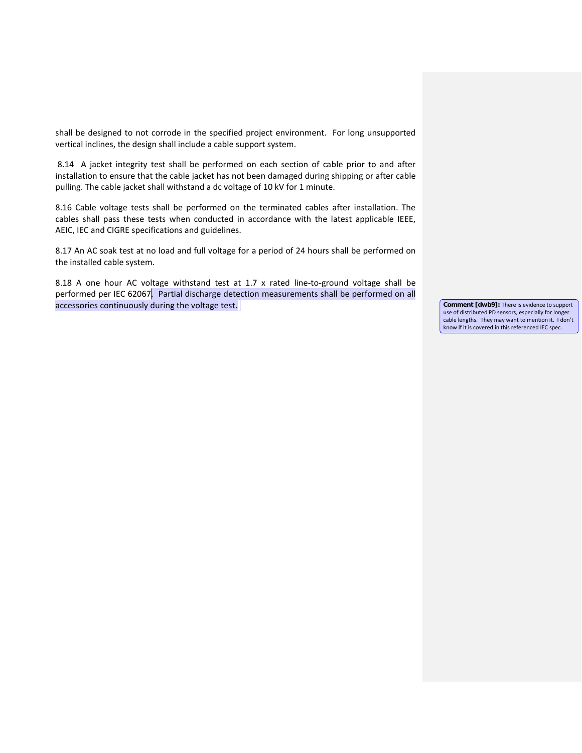shall be designed to not corrode in the specified project environment. For long unsupported vertical inclines, the design shall include a cable support system.

8.14 A jacket integrity test shall be performed on each section of cable prior to and after installation to ensure that the cable jacket has not been damaged during shipping or after cable pulling. The cable jacket shall withstand a dc voltage of 10 kV for 1 minute.

8.16 Cable voltage tests shall be performed on the terminated cables after installation. The cables shall pass these tests when conducted in accordance with the latest applicable IEEE, AEIC, IEC and CIGRE specifications and guidelines.

8.17 An AC soak test at no load and full voltage for a period of 24 hours shall be performed on the installed cable system.

8.18 A one hour AC voltage withstand test at 1.7 x rated line-to-ground voltage shall be performed per IEC 62067. Partial discharge detection measurements shall be performed on all accessories continuously during the voltage test.

**Comment [dwb9]:** There is evidence to support use of distributed PD sensors, especially for longer cable lengths. They may want to mention it. I don't know if it is covered in this referenced IEC spec.